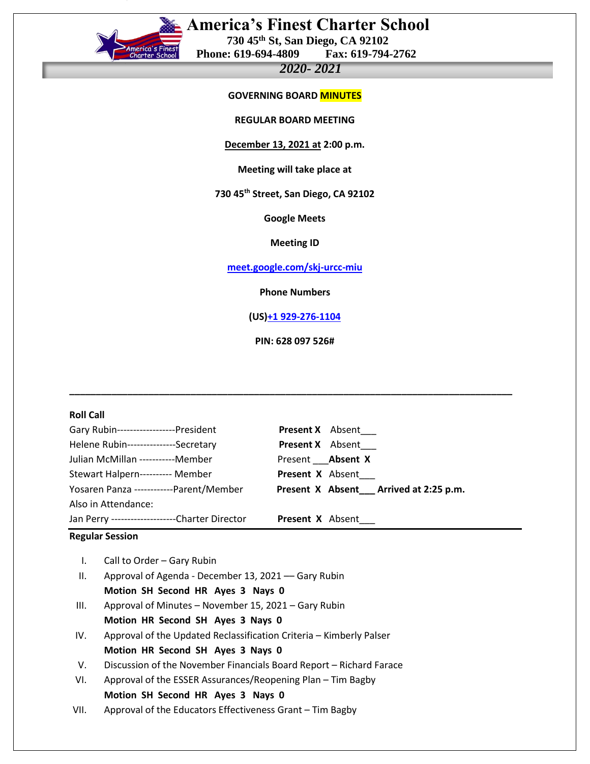# America's Finest Charter School

**730 45th St, San Diego, CA 92102**
**Phone: 619-694-4809 Fax: 619-794-2762**

*2020- 2021*

**GOVERNING BOARD MINUTES**

**REGULAR BOARD MEETING**

**December 13, 2021 at 2:00 p.m.**

**Meeting will take place at**

**730 45th Street, San Diego, CA 92102**

**Google Meets**

**Meeting ID**

**meet.google.com/skj-urcc-miu**

**Phone Numbers**

**(US)+1 929-276-1104**

**PIN: 628 097 526#**

---

**Roll Call**

Gary Rubin------------------President **Present X** Absent___
Helene Rubin---------------Secretary **Present X** Absent___
Julian McMillan -----------Member Present ___**Absent X**
Stewart Halpern---------- Member **Present X** Absent___
Yosaren Panza ------------Parent/Member **Present X Absent___ Arrived at 2:25 p.m.**
Also in Attendance:
Jan Perry --------------------Charter Director **Present X** Absent___

**Regular Session**

I. Call to Order – Gary Rubin
II. Approval of Agenda - December 13, 2021 –– Gary Rubin
   **Motion SH Second HR Ayes 3 Nays 0**
III. Approval of Minutes – November 15, 2021 – Gary Rubin
   **Motion HR Second SH Ayes 3 Nays 0**
IV. Approval of the Updated Reclassification Criteria – Kimberly Palser
   **Motion HR Second SH Ayes 3 Nays 0**
V. Discussion of the November Financials Board Report – Richard Farace
VI. Approval of the ESSER Assurances/Reopening Plan – Tim Bagby
   **Motion SH Second HR Ayes 3 Nays 0**
VII. Approval of the Educators Effectiveness Grant – Tim Bagby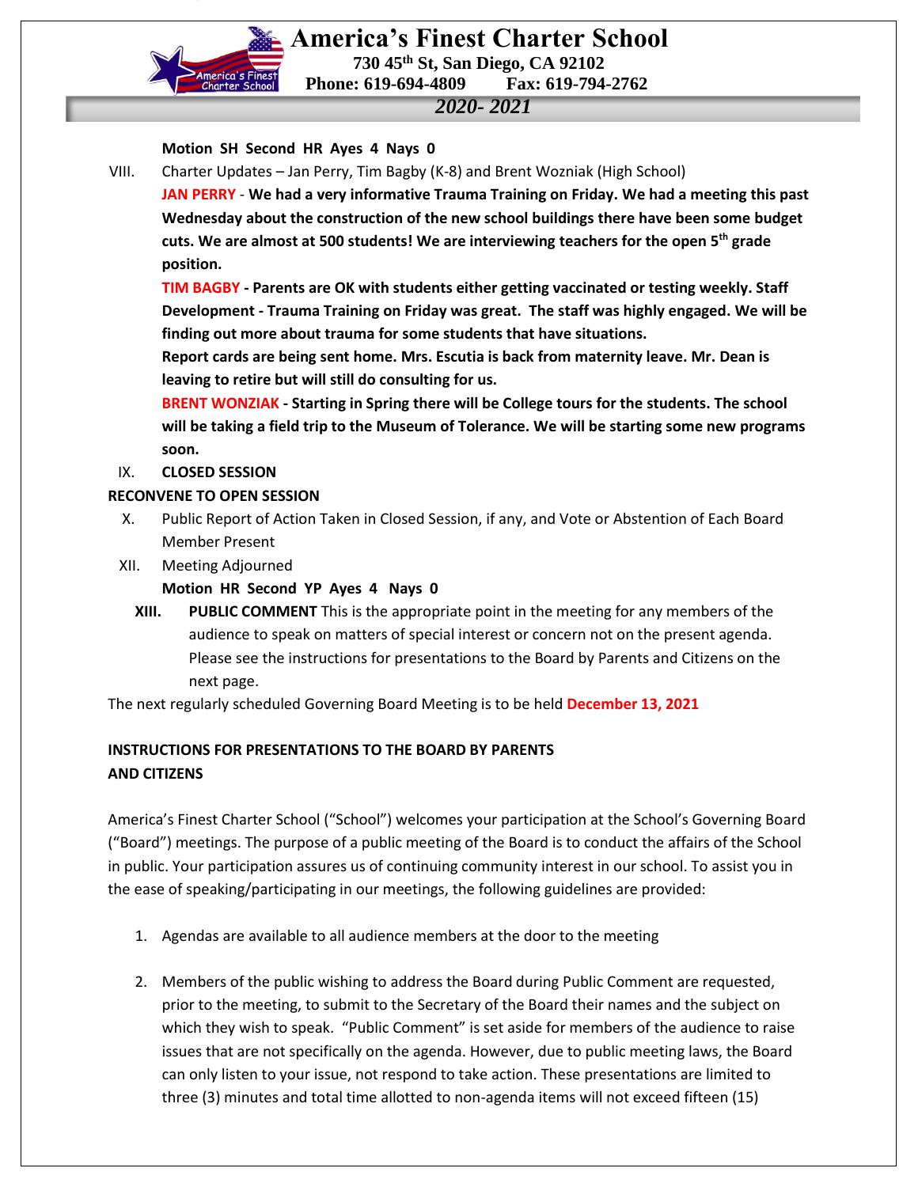**Motion SH Second HR Ayes 4 Nays 0**

VIII. Charter Updates – Jan Perry, Tim Bagby (K-8) and Brent Wozniak (High School)

**JAN PERRY - We had a very informative Trauma Training on Friday. We had a meeting this past Wednesday about the construction of the new school buildings there have been some budget cuts. We are almost at 500 students! We are interviewing teachers for the open 5th grade position.**

**TIM BAGBY - Parents are OK with students either getting vaccinated or testing weekly. Staff Development - Trauma Training on Friday was great. The staff was highly engaged. We will be finding out more about trauma for some students that have situations.**

**Report cards are being sent home. Mrs. Escutia is back from maternity leave. Mr. Dean is leaving to retire but will still do consulting for us.**

**BRENT WONZIAK - Starting in Spring there will be College tours for the students. The school will be taking a field trip to the Museum of Tolerance. We will be starting some new programs soon.**

IX. **CLOSED SESSION**

**RECONVENE TO OPEN SESSION**

X. Public Report of Action Taken in Closed Session, if any, and Vote or Abstention of Each Board Member Present

XII. Meeting Adjourned

**Motion HR Second YP Ayes 4 Nays 0**

**XIII. PUBLIC COMMENT** This is the appropriate point in the meeting for any members of the audience to speak on matters of special interest or concern not on the present agenda. Please see the instructions for presentations to the Board by Parents and Citizens on the next page.

The next regularly scheduled Governing Board Meeting is to be held **December 13, 2021**

## INSTRUCTIONS FOR PRESENTATIONS TO THE BOARD BY PARENTS AND CITIZENS

America's Finest Charter School ("School") welcomes your participation at the School's Governing Board ("Board") meetings. The purpose of a public meeting of the Board is to conduct the affairs of the School in public. Your participation assures us of continuing community interest in our school. To assist you in the ease of speaking/participating in our meetings, the following guidelines are provided:

1. Agendas are available to all audience members at the door to the meeting

2. Members of the public wishing to address the Board during Public Comment are requested, prior to the meeting, to submit to the Secretary of the Board their names and the subject on which they wish to speak. "Public Comment" is set aside for members of the audience to raise issues that are not specifically on the agenda. However, due to public meeting laws, the Board can only listen to your issue, not respond to take action. These presentations are limited to three (3) minutes and total time allotted to non-agenda items will not exceed fifteen (15)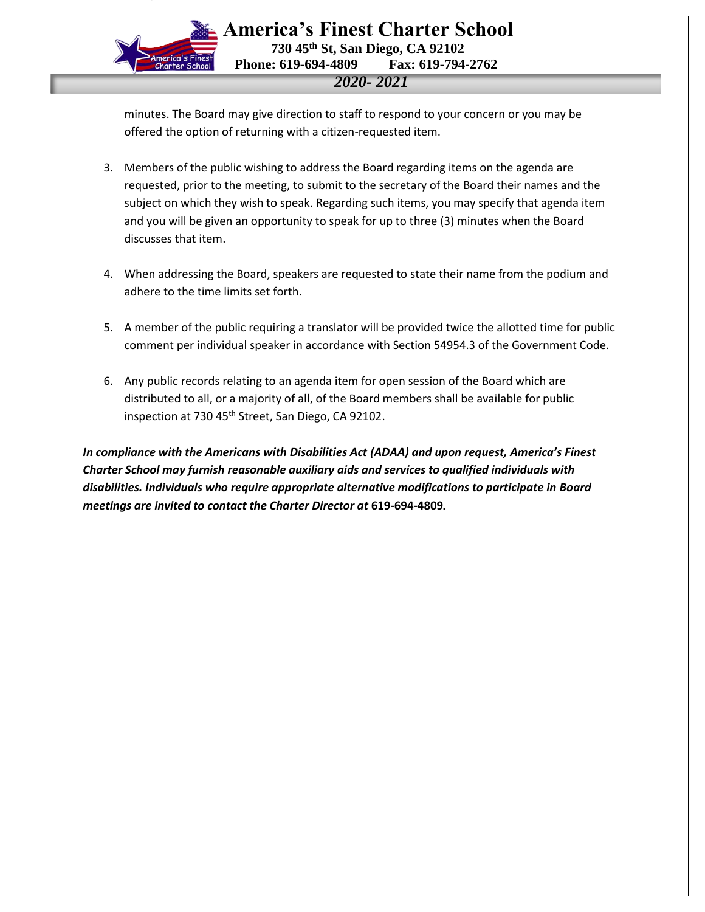minutes. The Board may give direction to staff to respond to your concern or you may be offered the option of returning with a citizen-requested item.

3. Members of the public wishing to address the Board regarding items on the agenda are requested, prior to the meeting, to submit to the secretary of the Board their names and the subject on which they wish to speak. Regarding such items, you may specify that agenda item and you will be given an opportunity to speak for up to three (3) minutes when the Board discusses that item.

4. When addressing the Board, speakers are requested to state their name from the podium and adhere to the time limits set forth.

5. A member of the public requiring a translator will be provided twice the allotted time for public comment per individual speaker in accordance with Section 54954.3 of the Government Code.

6. Any public records relating to an agenda item for open session of the Board which are distributed to all, or a majority of all, of the Board members shall be available for public inspection at 730 45th Street, San Diego, CA 92102.

***In compliance with the Americans with Disabilities Act (ADAA) and upon request, America's Finest Charter School may furnish reasonable auxiliary aids and services to qualified individuals with disabilities. Individuals who require appropriate alternative modifications to participate in Board meetings are invited to contact the Charter Director at* 619-694-4809*.***